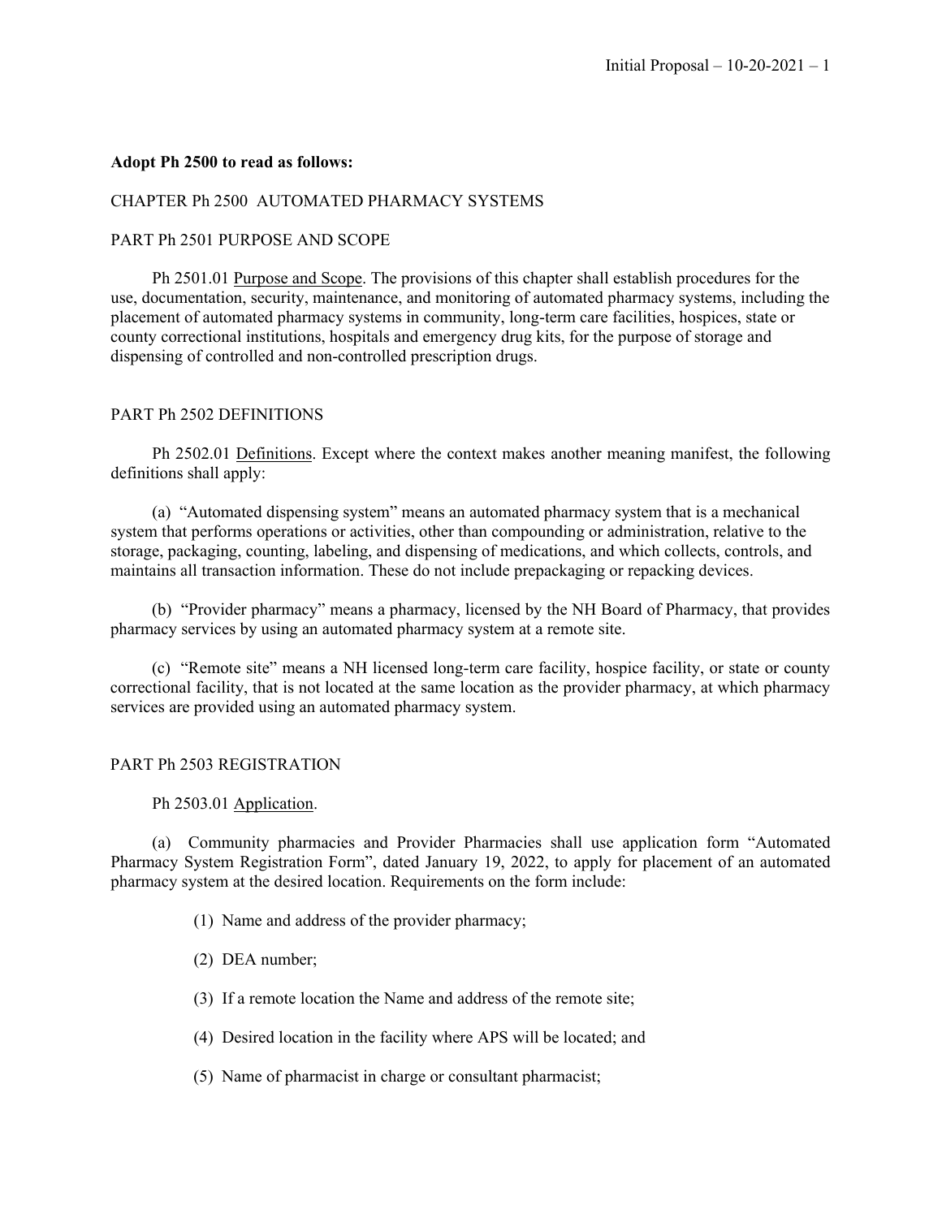**Adopt Ph 2500 to read as follows:**

CHAPTER Ph 2500 AUTOMATED PHARMACY SYSTEMS

PART Ph 2501 PURPOSE AND SCOPE

Ph 2501.01 Purpose and Scope. The provisions of this chapter shall establish procedures for the use, documentation, security, maintenance, and monitoring of automated pharmacy systems, including the placement of automated pharmacy systems in community, long-term care facilities, hospices, state or county correctional institutions, hospitals and emergency drug kits, for the purpose of storage and dispensing of controlled and non-controlled prescription drugs.

PART Ph 2502 DEFINITIONS

Ph 2502.01 Definitions. Except where the context makes another meaning manifest, the following definitions shall apply:

(a) "Automated dispensing system" means an automated pharmacy system that is a mechanical system that performs operations or activities, other than compounding or administration, relative to the storage, packaging, counting, labeling, and dispensing of medications, and which collects, controls, and maintains all transaction information. These do not include prepackaging or repacking devices.

(b) "Provider pharmacy" means a pharmacy, licensed by the NH Board of Pharmacy, that provides pharmacy services by using an automated pharmacy system at a remote site.

(c) "Remote site" means a NH licensed long-term care facility, hospice facility, or state or county correctional facility, that is not located at the same location as the provider pharmacy, at which pharmacy services are provided using an automated pharmacy system.

PART Ph 2503 REGISTRATION

Ph 2503.01 Application.

(a) Community pharmacies and Provider Pharmacies shall use application form "Automated Pharmacy System Registration Form", dated January 19, 2022, to apply for placement of an automated pharmacy system at the desired location. Requirements on the form include:

(1) Name and address of the provider pharmacy;

(2) DEA number;

(3) If a remote location the Name and address of the remote site;

(4) Desired location in the facility where APS will be located; and

(5) Name of pharmacist in charge or consultant pharmacist;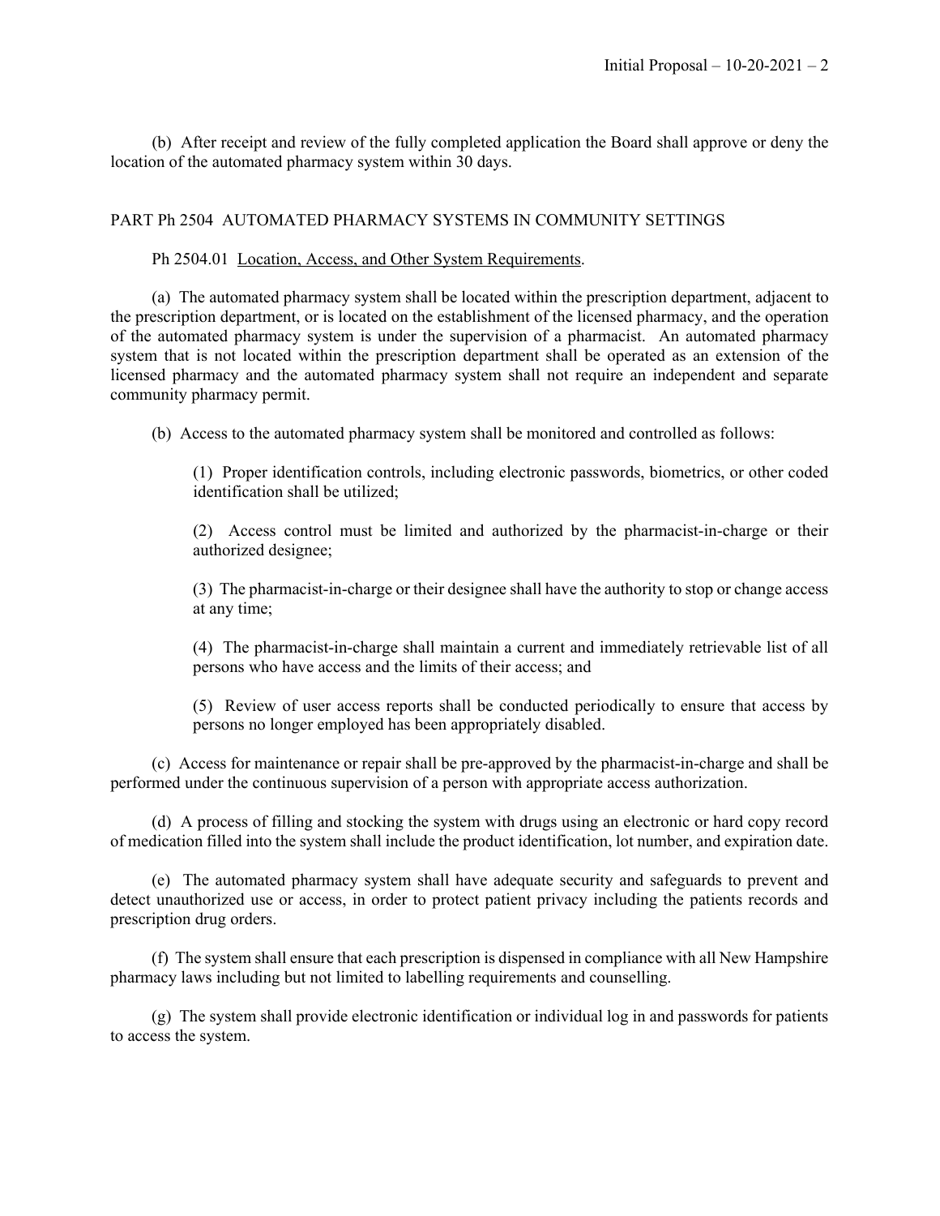(b) After receipt and review of the fully completed application the Board shall approve or deny the location of the automated pharmacy system within 30 days.

## PART Ph 2504 AUTOMATED PHARMACY SYSTEMS IN COMMUNITY SETTINGS

Ph 2504.01 Location, Access, and Other System Requirements.

(a) The automated pharmacy system shall be located within the prescription department, adjacent to the prescription department, or is located on the establishment of the licensed pharmacy, and the operation of the automated pharmacy system is under the supervision of a pharmacist. An automated pharmacy system that is not located within the prescription department shall be operated as an extension of the licensed pharmacy and the automated pharmacy system shall not require an independent and separate community pharmacy permit.

(b) Access to the automated pharmacy system shall be monitored and controlled as follows:

(1) Proper identification controls, including electronic passwords, biometrics, or other coded identification shall be utilized;

(2) Access control must be limited and authorized by the pharmacist-in-charge or their authorized designee;

(3) The pharmacist-in-charge or their designee shall have the authority to stop or change access at any time;

(4) The pharmacist-in-charge shall maintain a current and immediately retrievable list of all persons who have access and the limits of their access; and

(5) Review of user access reports shall be conducted periodically to ensure that access by persons no longer employed has been appropriately disabled.

(c) Access for maintenance or repair shall be pre-approved by the pharmacist-in-charge and shall be performed under the continuous supervision of a person with appropriate access authorization.

(d) A process of filling and stocking the system with drugs using an electronic or hard copy record of medication filled into the system shall include the product identification, lot number, and expiration date.

(e) The automated pharmacy system shall have adequate security and safeguards to prevent and detect unauthorized use or access, in order to protect patient privacy including the patients records and prescription drug orders.

(f) The system shall ensure that each prescription is dispensed in compliance with all New Hampshire pharmacy laws including but not limited to labelling requirements and counselling.

(g) The system shall provide electronic identification or individual log in and passwords for patients to access the system.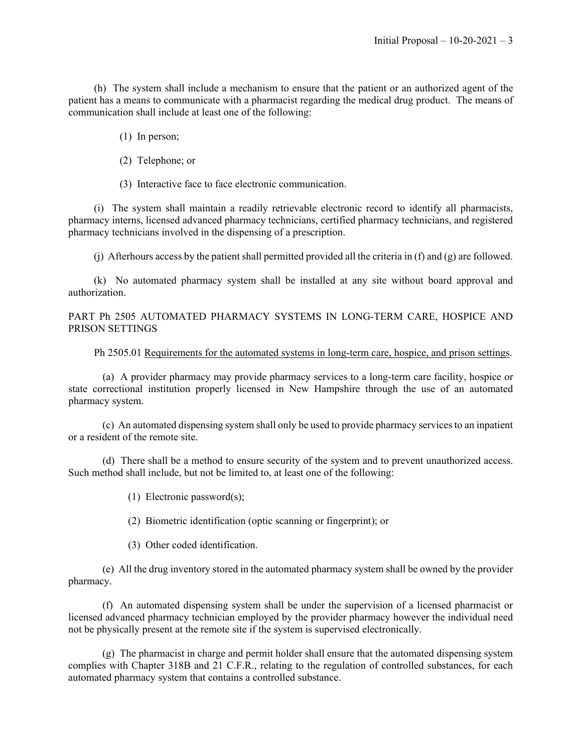(h) The system shall include a mechanism to ensure that the patient or an authorized agent of the patient has a means to communicate with a pharmacist regarding the medical drug product. The means of communication shall include at least one of the following:

(1) In person;

(2) Telephone; or

(3) Interactive face to face electronic communication.

(i) The system shall maintain a readily retrievable electronic record to identify all pharmacists, pharmacy interns, licensed advanced pharmacy technicians, certified pharmacy technicians, and registered pharmacy technicians involved in the dispensing of a prescription.

(j) Afterhours access by the patient shall permitted provided all the criteria in (f) and (g) are followed.

(k) No automated pharmacy system shall be installed at any site without board approval and authorization.

PART Ph 2505 AUTOMATED PHARMACY SYSTEMS IN LONG-TERM CARE, HOSPICE AND PRISON SETTINGS

Ph 2505.01 Requirements for the automated systems in long-term care, hospice, and prison settings.

(a) A provider pharmacy may provide pharmacy services to a long-term care facility, hospice or state correctional institution properly licensed in New Hampshire through the use of an automated pharmacy system.

(c) An automated dispensing system shall only be used to provide pharmacy services to an inpatient or a resident of the remote site.

(d) There shall be a method to ensure security of the system and to prevent unauthorized access. Such method shall include, but not be limited to, at least one of the following:

(1) Electronic password(s);

(2) Biometric identification (optic scanning or fingerprint); or

(3) Other coded identification.

(e) All the drug inventory stored in the automated pharmacy system shall be owned by the provider pharmacy.

(f) An automated dispensing system shall be under the supervision of a licensed pharmacist or licensed advanced pharmacy technician employed by the provider pharmacy however the individual need not be physically present at the remote site if the system is supervised electronically.

(g) The pharmacist in charge and permit holder shall ensure that the automated dispensing system complies with Chapter 318B and 21 C.F.R., relating to the regulation of controlled substances, for each automated pharmacy system that contains a controlled substance.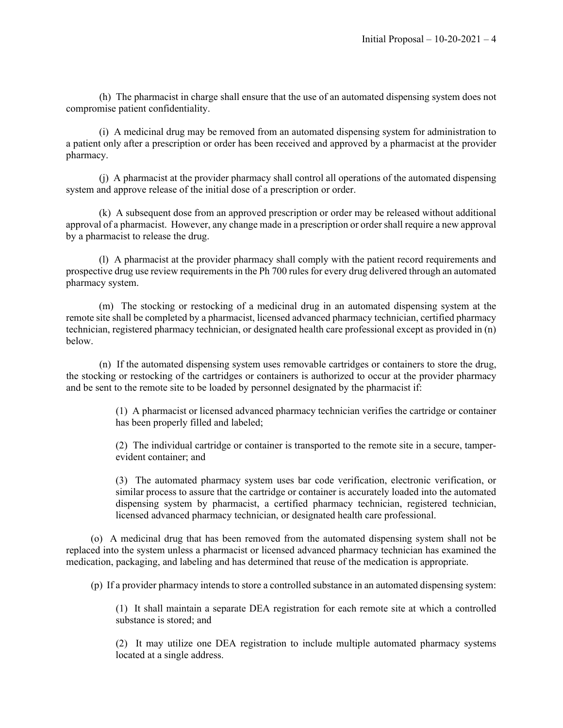(h) The pharmacist in charge shall ensure that the use of an automated dispensing system does not compromise patient confidentiality.

(i) A medicinal drug may be removed from an automated dispensing system for administration to a patient only after a prescription or order has been received and approved by a pharmacist at the provider pharmacy.

(j) A pharmacist at the provider pharmacy shall control all operations of the automated dispensing system and approve release of the initial dose of a prescription or order.

(k) A subsequent dose from an approved prescription or order may be released without additional approval of a pharmacist. However, any change made in a prescription or order shall require a new approval by a pharmacist to release the drug.

(l) A pharmacist at the provider pharmacy shall comply with the patient record requirements and prospective drug use review requirements in the Ph 700 rules for every drug delivered through an automated pharmacy system.

(m) The stocking or restocking of a medicinal drug in an automated dispensing system at the remote site shall be completed by a pharmacist, licensed advanced pharmacy technician, certified pharmacy technician, registered pharmacy technician, or designated health care professional except as provided in (n) below.

(n) If the automated dispensing system uses removable cartridges or containers to store the drug, the stocking or restocking of the cartridges or containers is authorized to occur at the provider pharmacy and be sent to the remote site to be loaded by personnel designated by the pharmacist if:

(1) A pharmacist or licensed advanced pharmacy technician verifies the cartridge or container has been properly filled and labeled;

(2) The individual cartridge or container is transported to the remote site in a secure, tamper-evident container; and

(3) The automated pharmacy system uses bar code verification, electronic verification, or similar process to assure that the cartridge or container is accurately loaded into the automated dispensing system by pharmacist, a certified pharmacy technician, registered technician, licensed advanced pharmacy technician, or designated health care professional.

(o) A medicinal drug that has been removed from the automated dispensing system shall not be replaced into the system unless a pharmacist or licensed advanced pharmacy technician has examined the medication, packaging, and labeling and has determined that reuse of the medication is appropriate.

(p) If a provider pharmacy intends to store a controlled substance in an automated dispensing system:

(1) It shall maintain a separate DEA registration for each remote site at which a controlled substance is stored; and

(2) It may utilize one DEA registration to include multiple automated pharmacy systems located at a single address.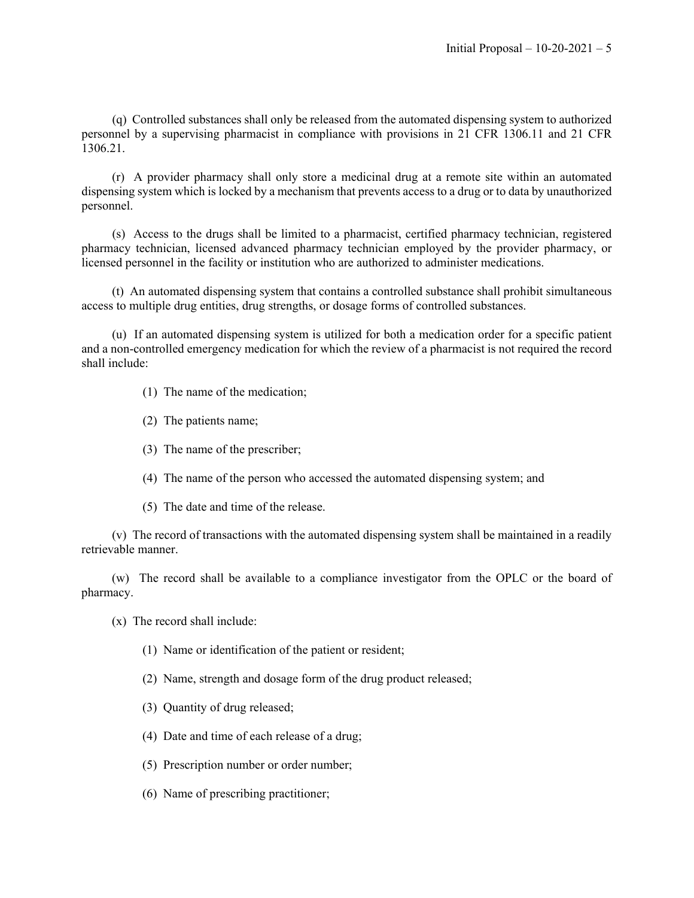(q) Controlled substances shall only be released from the automated dispensing system to authorized personnel by a supervising pharmacist in compliance with provisions in 21 CFR 1306.11 and 21 CFR 1306.21.

(r) A provider pharmacy shall only store a medicinal drug at a remote site within an automated dispensing system which is locked by a mechanism that prevents access to a drug or to data by unauthorized personnel.

(s) Access to the drugs shall be limited to a pharmacist, certified pharmacy technician, registered pharmacy technician, licensed advanced pharmacy technician employed by the provider pharmacy, or licensed personnel in the facility or institution who are authorized to administer medications.

(t) An automated dispensing system that contains a controlled substance shall prohibit simultaneous access to multiple drug entities, drug strengths, or dosage forms of controlled substances.

(u) If an automated dispensing system is utilized for both a medication order for a specific patient and a non-controlled emergency medication for which the review of a pharmacist is not required the record shall include:

(1) The name of the medication;

(2) The patients name;

(3) The name of the prescriber;

(4) The name of the person who accessed the automated dispensing system; and

(5) The date and time of the release.

(v) The record of transactions with the automated dispensing system shall be maintained in a readily retrievable manner.

(w) The record shall be available to a compliance investigator from the OPLC or the board of pharmacy.

(x) The record shall include:

(1) Name or identification of the patient or resident;

(2) Name, strength and dosage form of the drug product released;

(3) Quantity of drug released;

(4) Date and time of each release of a drug;

(5) Prescription number or order number;

(6) Name of prescribing practitioner;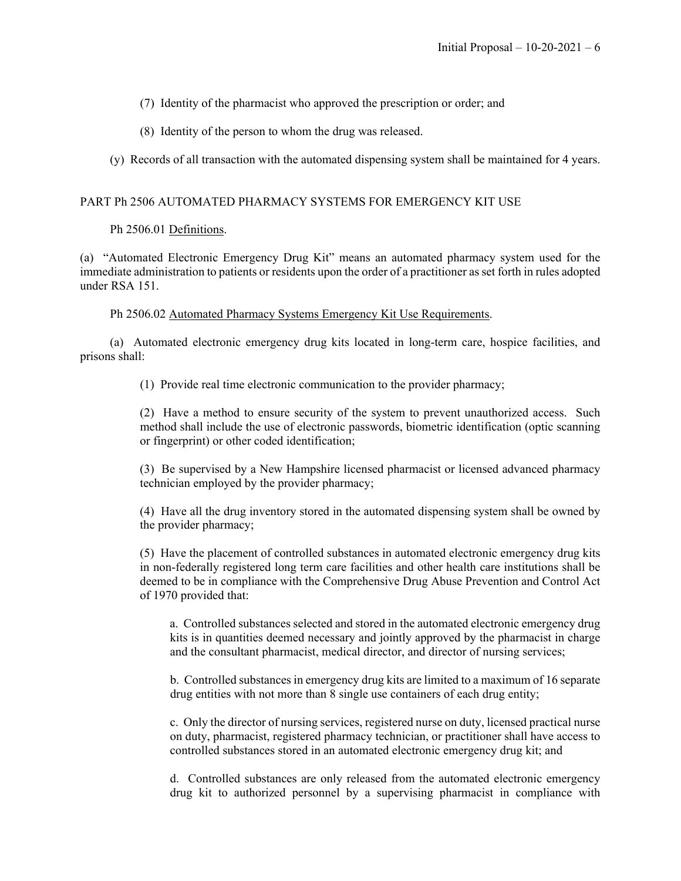(7) Identity of the pharmacist who approved the prescription or order; and

(8) Identity of the person to whom the drug was released.

(y) Records of all transaction with the automated dispensing system shall be maintained for 4 years.

## PART Ph 2506 AUTOMATED PHARMACY SYSTEMS FOR EMERGENCY KIT USE

Ph 2506.01 Definitions.

(a) "Automated Electronic Emergency Drug Kit" means an automated pharmacy system used for the immediate administration to patients or residents upon the order of a practitioner as set forth in rules adopted under RSA 151.

Ph 2506.02 Automated Pharmacy Systems Emergency Kit Use Requirements.

(a) Automated electronic emergency drug kits located in long-term care, hospice facilities, and prisons shall:

(1) Provide real time electronic communication to the provider pharmacy;

(2) Have a method to ensure security of the system to prevent unauthorized access. Such method shall include the use of electronic passwords, biometric identification (optic scanning or fingerprint) or other coded identification;

(3) Be supervised by a New Hampshire licensed pharmacist or licensed advanced pharmacy technician employed by the provider pharmacy;

(4) Have all the drug inventory stored in the automated dispensing system shall be owned by the provider pharmacy;

(5) Have the placement of controlled substances in automated electronic emergency drug kits in non-federally registered long term care facilities and other health care institutions shall be deemed to be in compliance with the Comprehensive Drug Abuse Prevention and Control Act of 1970 provided that:

a. Controlled substances selected and stored in the automated electronic emergency drug kits is in quantities deemed necessary and jointly approved by the pharmacist in charge and the consultant pharmacist, medical director, and director of nursing services;

b. Controlled substances in emergency drug kits are limited to a maximum of 16 separate drug entities with not more than 8 single use containers of each drug entity;

c. Only the director of nursing services, registered nurse on duty, licensed practical nurse on duty, pharmacist, registered pharmacy technician, or practitioner shall have access to controlled substances stored in an automated electronic emergency drug kit; and

d. Controlled substances are only released from the automated electronic emergency drug kit to authorized personnel by a supervising pharmacist in compliance with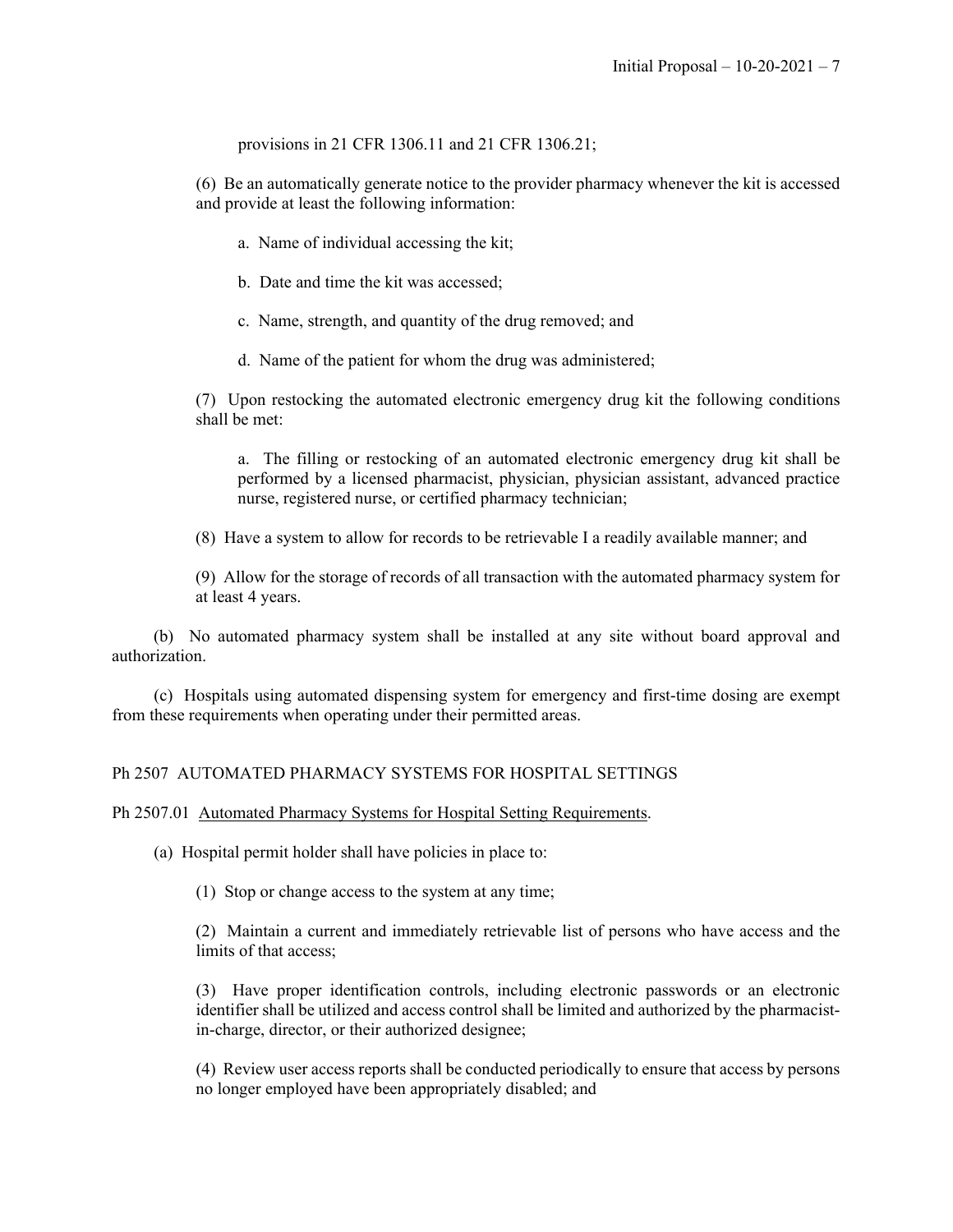provisions in 21 CFR 1306.11 and 21 CFR 1306.21;

(6) Be an automatically generate notice to the provider pharmacy whenever the kit is accessed and provide at least the following information:

a. Name of individual accessing the kit;

b. Date and time the kit was accessed;

c. Name, strength, and quantity of the drug removed; and

d. Name of the patient for whom the drug was administered;

(7) Upon restocking the automated electronic emergency drug kit the following conditions shall be met:

a. The filling or restocking of an automated electronic emergency drug kit shall be performed by a licensed pharmacist, physician, physician assistant, advanced practice nurse, registered nurse, or certified pharmacy technician;

(8) Have a system to allow for records to be retrievable I a readily available manner; and

(9) Allow for the storage of records of all transaction with the automated pharmacy system for at least 4 years.

(b) No automated pharmacy system shall be installed at any site without board approval and authorization.

(c) Hospitals using automated dispensing system for emergency and first-time dosing are exempt from these requirements when operating under their permitted areas.

## Ph 2507 AUTOMATED PHARMACY SYSTEMS FOR HOSPITAL SETTINGS

Ph 2507.01 Automated Pharmacy Systems for Hospital Setting Requirements.

(a) Hospital permit holder shall have policies in place to:

(1) Stop or change access to the system at any time;

(2) Maintain a current and immediately retrievable list of persons who have access and the limits of that access;

(3) Have proper identification controls, including electronic passwords or an electronic identifier shall be utilized and access control shall be limited and authorized by the pharmacist-in-charge, director, or their authorized designee;

(4) Review user access reports shall be conducted periodically to ensure that access by persons no longer employed have been appropriately disabled; and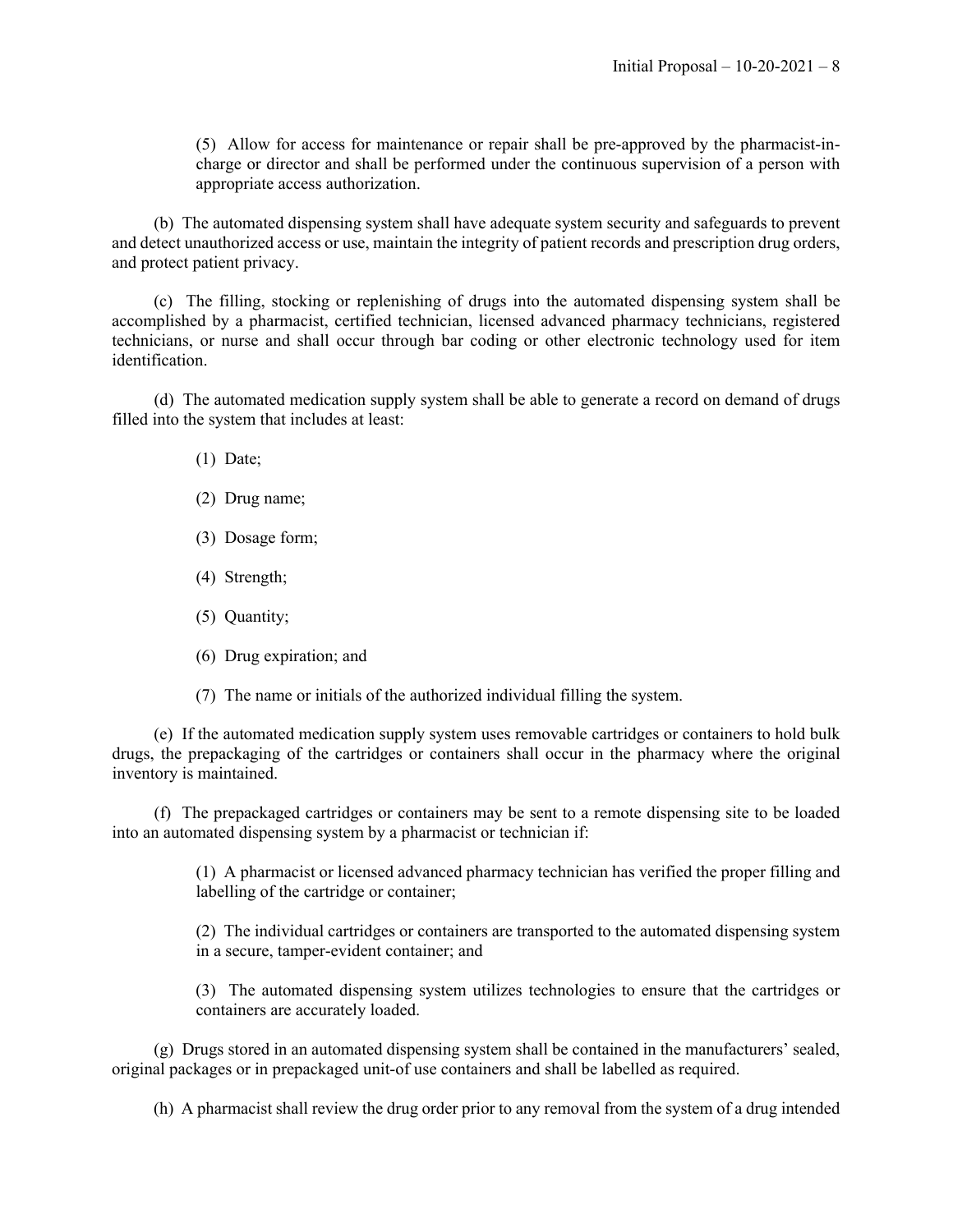(5) Allow for access for maintenance or repair shall be pre-approved by the pharmacist-in-charge or director and shall be performed under the continuous supervision of a person with appropriate access authorization.

(b) The automated dispensing system shall have adequate system security and safeguards to prevent and detect unauthorized access or use, maintain the integrity of patient records and prescription drug orders, and protect patient privacy.

(c) The filling, stocking or replenishing of drugs into the automated dispensing system shall be accomplished by a pharmacist, certified technician, licensed advanced pharmacy technicians, registered technicians, or nurse and shall occur through bar coding or other electronic technology used for item identification.

(d) The automated medication supply system shall be able to generate a record on demand of drugs filled into the system that includes at least:

(1) Date;

(2) Drug name;

(3) Dosage form;

(4) Strength;

(5) Quantity;

(6) Drug expiration; and

(7) The name or initials of the authorized individual filling the system.

(e) If the automated medication supply system uses removable cartridges or containers to hold bulk drugs, the prepackaging of the cartridges or containers shall occur in the pharmacy where the original inventory is maintained.

(f) The prepackaged cartridges or containers may be sent to a remote dispensing site to be loaded into an automated dispensing system by a pharmacist or technician if:

(1) A pharmacist or licensed advanced pharmacy technician has verified the proper filling and labelling of the cartridge or container;

(2) The individual cartridges or containers are transported to the automated dispensing system in a secure, tamper-evident container; and

(3) The automated dispensing system utilizes technologies to ensure that the cartridges or containers are accurately loaded.

(g) Drugs stored in an automated dispensing system shall be contained in the manufacturers' sealed, original packages or in prepackaged unit-of use containers and shall be labelled as required.

(h) A pharmacist shall review the drug order prior to any removal from the system of a drug intended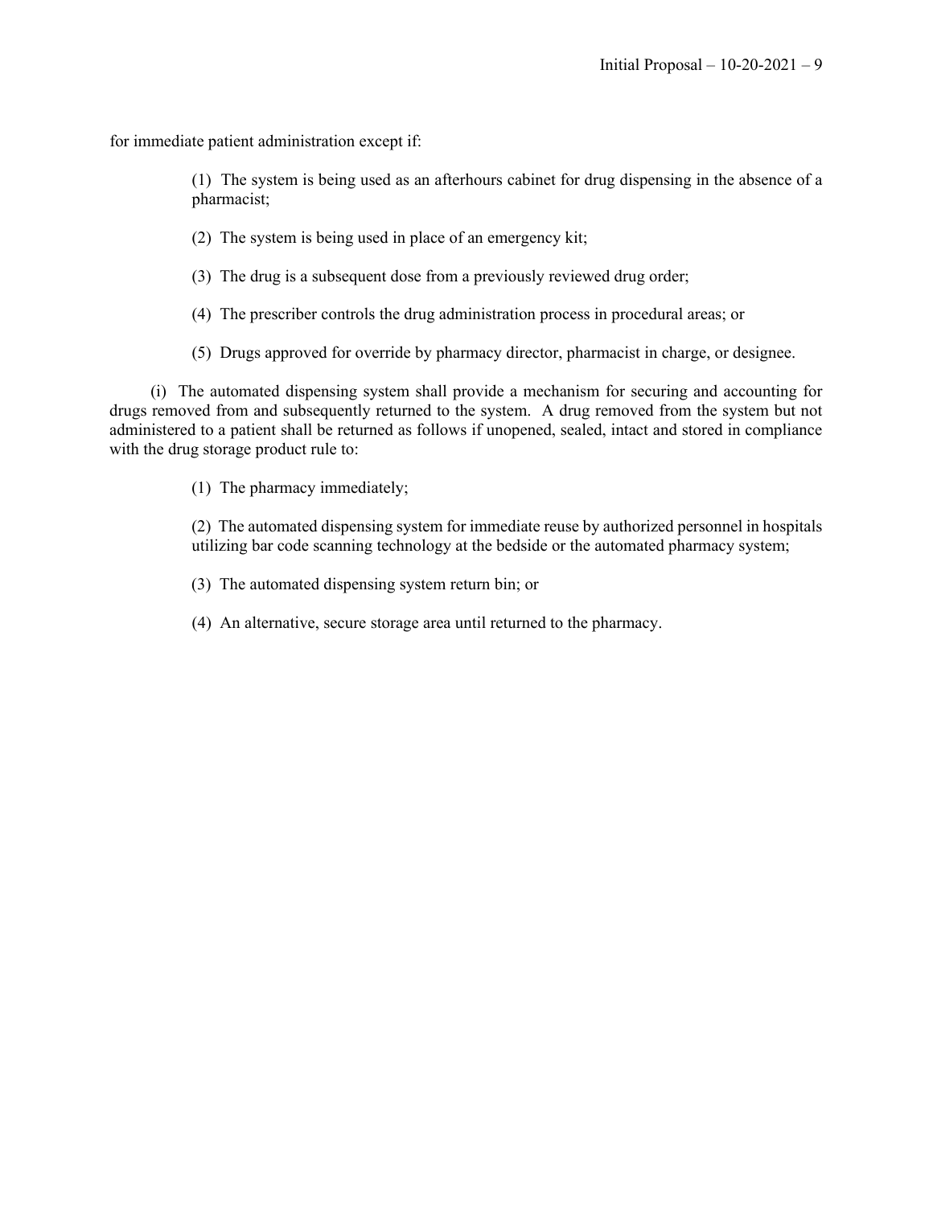for immediate patient administration except if:

(1) The system is being used as an afterhours cabinet for drug dispensing in the absence of a pharmacist;

(2) The system is being used in place of an emergency kit;

(3) The drug is a subsequent dose from a previously reviewed drug order;

(4) The prescriber controls the drug administration process in procedural areas; or

(5) Drugs approved for override by pharmacy director, pharmacist in charge, or designee.

(i) The automated dispensing system shall provide a mechanism for securing and accounting for drugs removed from and subsequently returned to the system. A drug removed from the system but not administered to a patient shall be returned as follows if unopened, sealed, intact and stored in compliance with the drug storage product rule to:

(1) The pharmacy immediately;

(2) The automated dispensing system for immediate reuse by authorized personnel in hospitals utilizing bar code scanning technology at the bedside or the automated pharmacy system;

(3) The automated dispensing system return bin; or

(4) An alternative, secure storage area until returned to the pharmacy.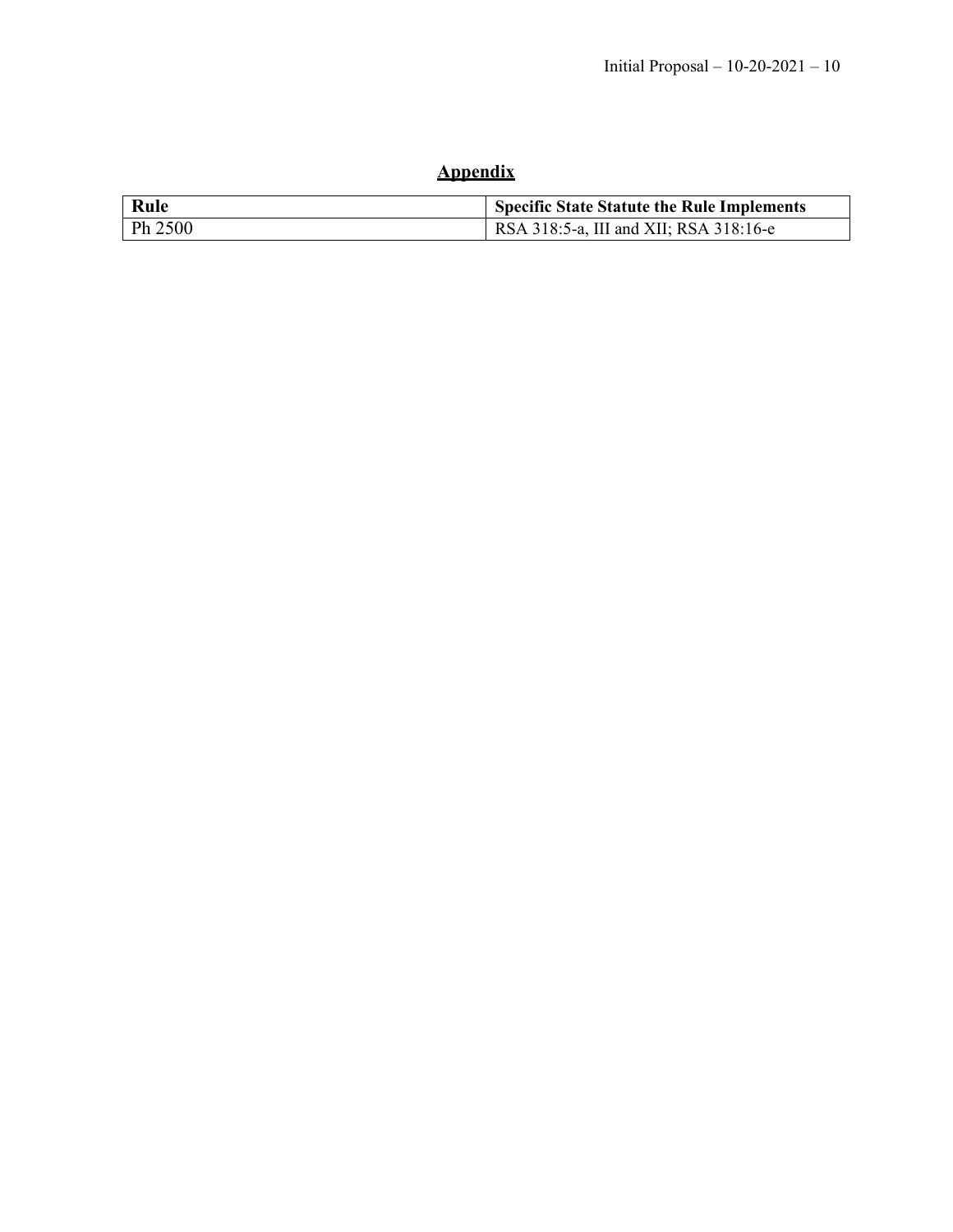## Appendix

| Rule | Specific State Statute the Rule Implements |
| --- | --- |
| Ph 2500 | RSA 318:5-a, III and XII; RSA 318:16-e |